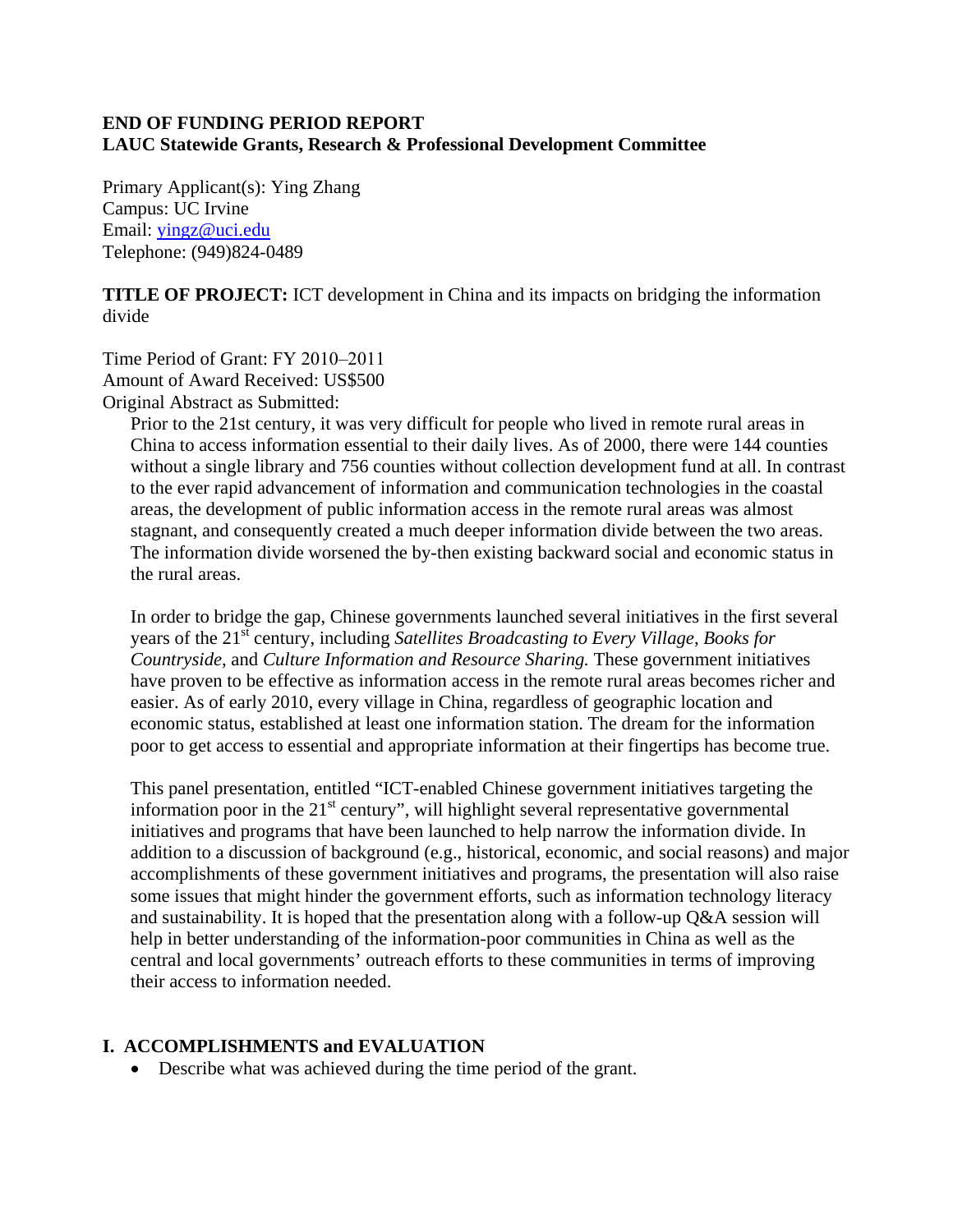**END OF FUNDING PERIOD REPORT**
**LAUC Statewide Grants, Research & Professional Development Committee**

Primary Applicant(s): Ying Zhang
Campus: UC Irvine
Email: yingz@uci.edu
Telephone: (949)824-0489

**TITLE OF PROJECT:** ICT development in China and its impacts on bridging the information divide

Time Period of Grant: FY 2010–2011
Amount of Award Received: US$500
Original Abstract as Submitted:

> Prior to the 21st century, it was very difficult for people who lived in remote rural areas in China to access information essential to their daily lives. As of 2000, there were 144 counties without a single library and 756 counties without collection development fund at all. In contrast to the ever rapid advancement of information and communication technologies in the coastal areas, the development of public information access in the remote rural areas was almost stagnant, and consequently created a much deeper information divide between the two areas. The information divide worsened the by-then existing backward social and economic status in the rural areas.
>
> In order to bridge the gap, Chinese governments launched several initiatives in the first several years of the 21st century, including *Satellites Broadcasting to Every Village*, *Books for Countryside*, and *Culture Information and Resource Sharing.* These government initiatives have proven to be effective as information access in the remote rural areas becomes richer and easier. As of early 2010, every village in China, regardless of geographic location and economic status, established at least one information station. The dream for the information poor to get access to essential and appropriate information at their fingertips has become true.
>
> This panel presentation, entitled "ICT-enabled Chinese government initiatives targeting the information poor in the 21st century", will highlight several representative governmental initiatives and programs that have been launched to help narrow the information divide. In addition to a discussion of background (e.g., historical, economic, and social reasons) and major accomplishments of these government initiatives and programs, the presentation will also raise some issues that might hinder the government efforts, such as information technology literacy and sustainability. It is hoped that the presentation along with a follow-up Q&A session will help in better understanding of the information-poor communities in China as well as the central and local governments' outreach efforts to these communities in terms of improving their access to information needed.

## I. ACCOMPLISHMENTS and EVALUATION

- Describe what was achieved during the time period of the grant.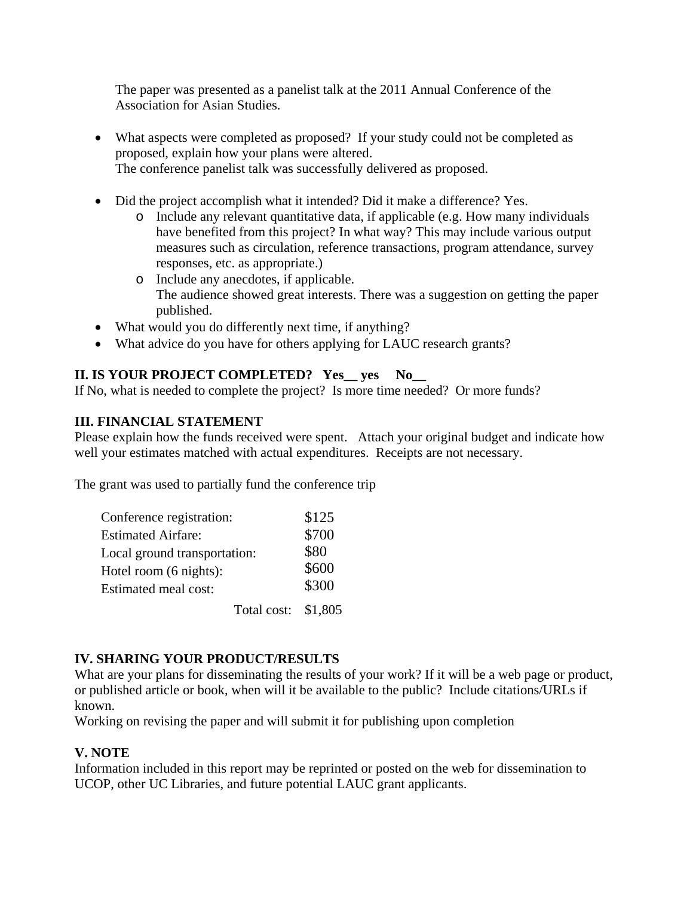The paper was presented as a panelist talk at the 2011 Annual Conference of the Association for Asian Studies.

- What aspects were completed as proposed? If your study could not be completed as proposed, explain how your plans were altered.
  The conference panelist talk was successfully delivered as proposed.

- Did the project accomplish what it intended? Did it make a difference? Yes.
  - Include any relevant quantitative data, if applicable (e.g. How many individuals have benefited from this project? In what way? This may include various output measures such as circulation, reference transactions, program attendance, survey responses, etc. as appropriate.)
  - Include any anecdotes, if applicable.
    The audience showed great interests. There was a suggestion on getting the paper published.
- What would you do differently next time, if anything?
- What advice do you have for others applying for LAUC research grants?

**II. IS YOUR PROJECT COMPLETED? Yes__ yes No__**

If No, what is needed to complete the project? Is more time needed? Or more funds?

**III. FINANCIAL STATEMENT**

Please explain how the funds received were spent. Attach your original budget and indicate how well your estimates matched with actual expenditures. Receipts are not necessary.

The grant was used to partially fund the conference trip

| | |
|---|---|
| Conference registration: | $125 |
| Estimated Airfare: | $700 |
| Local ground transportation: | $80 |
| Hotel room (6 nights): | $600 |
| Estimated meal cost: | $300 |
| Total cost: | $1,805 |

**IV. SHARING YOUR PRODUCT/RESULTS**

What are your plans for disseminating the results of your work? If it will be a web page or product, or published article or book, when will it be available to the public? Include citations/URLs if known.

Working on revising the paper and will submit it for publishing upon completion

**V. NOTE**

Information included in this report may be reprinted or posted on the web for dissemination to UCOP, other UC Libraries, and future potential LAUC grant applicants.